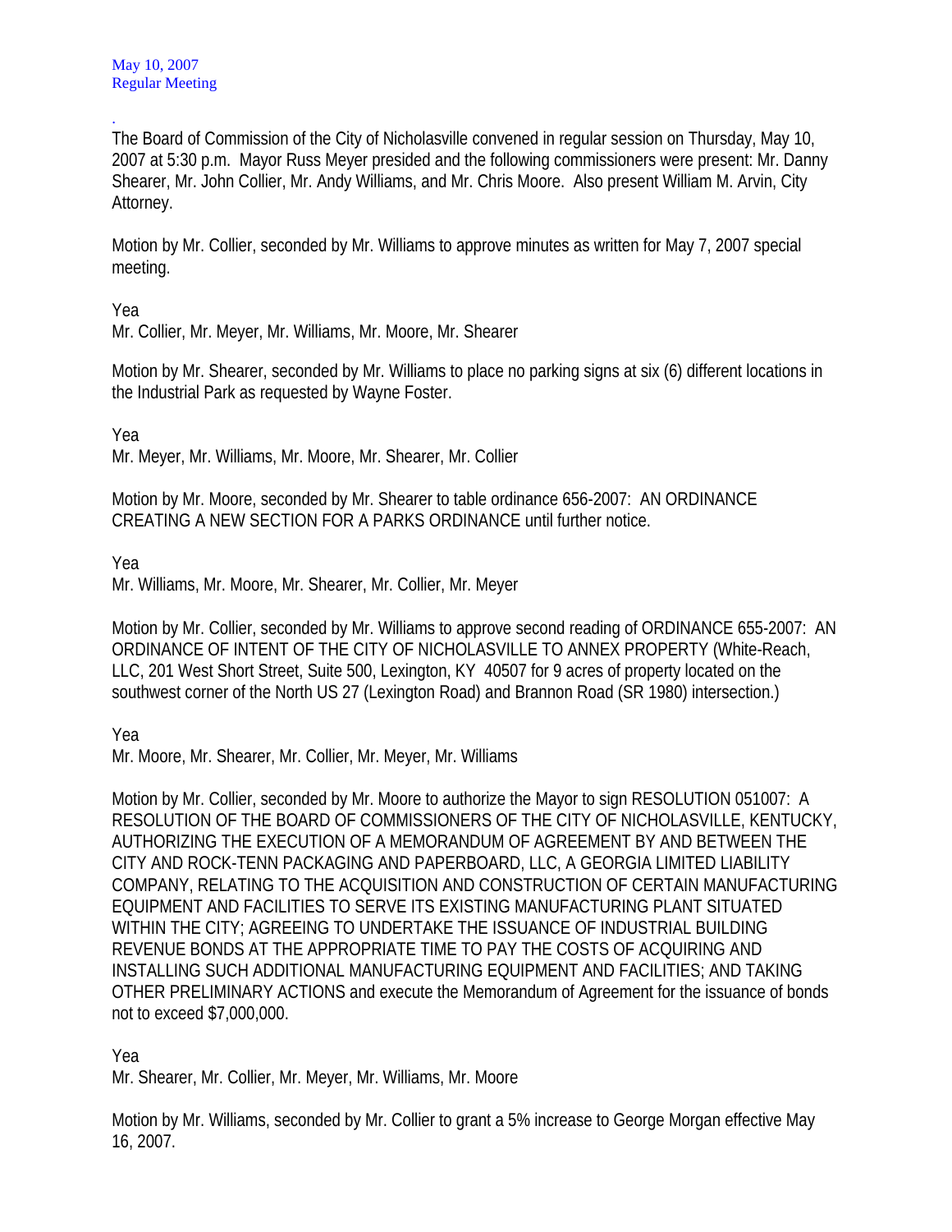May 10, 2007
Regular Meeting

.

The Board of Commission of the City of Nicholasville convened in regular session on Thursday, May 10, 2007 at 5:30 p.m. Mayor Russ Meyer presided and the following commissioners were present: Mr. Danny Shearer, Mr. John Collier, Mr. Andy Williams, and Mr. Chris Moore. Also present William M. Arvin, City Attorney.

Motion by Mr. Collier, seconded by Mr. Williams to approve minutes as written for May 7, 2007 special meeting.

Yea
Mr. Collier, Mr. Meyer, Mr. Williams, Mr. Moore, Mr. Shearer

Motion by Mr. Shearer, seconded by Mr. Williams to place no parking signs at six (6) different locations in the Industrial Park as requested by Wayne Foster.

Yea
Mr. Meyer, Mr. Williams, Mr. Moore, Mr. Shearer, Mr. Collier

Motion by Mr. Moore, seconded by Mr. Shearer to table ordinance 656-2007: AN ORDINANCE CREATING A NEW SECTION FOR A PARKS ORDINANCE until further notice.

Yea
Mr. Williams, Mr. Moore, Mr. Shearer, Mr. Collier, Mr. Meyer

Motion by Mr. Collier, seconded by Mr. Williams to approve second reading of ORDINANCE 655-2007: AN ORDINANCE OF INTENT OF THE CITY OF NICHOLASVILLE TO ANNEX PROPERTY (White-Reach, LLC, 201 West Short Street, Suite 500, Lexington, KY 40507 for 9 acres of property located on the southwest corner of the North US 27 (Lexington Road) and Brannon Road (SR 1980) intersection.)

Yea
Mr. Moore, Mr. Shearer, Mr. Collier, Mr. Meyer, Mr. Williams

Motion by Mr. Collier, seconded by Mr. Moore to authorize the Mayor to sign RESOLUTION 051007: A RESOLUTION OF THE BOARD OF COMMISSIONERS OF THE CITY OF NICHOLASVILLE, KENTUCKY, AUTHORIZING THE EXECUTION OF A MEMORANDUM OF AGREEMENT BY AND BETWEEN THE CITY AND ROCK-TENN PACKAGING AND PAPERBOARD, LLC, A GEORGIA LIMITED LIABILITY COMPANY, RELATING TO THE ACQUISITION AND CONSTRUCTION OF CERTAIN MANUFACTURING EQUIPMENT AND FACILITIES TO SERVE ITS EXISTING MANUFACTURING PLANT SITUATED WITHIN THE CITY; AGREEING TO UNDERTAKE THE ISSUANCE OF INDUSTRIAL BUILDING REVENUE BONDS AT THE APPROPRIATE TIME TO PAY THE COSTS OF ACQUIRING AND INSTALLING SUCH ADDITIONAL MANUFACTURING EQUIPMENT AND FACILITIES; AND TAKING OTHER PRELIMINARY ACTIONS and execute the Memorandum of Agreement for the issuance of bonds not to exceed $7,000,000.

Yea
Mr. Shearer, Mr. Collier, Mr. Meyer, Mr. Williams, Mr. Moore

Motion by Mr. Williams, seconded by Mr. Collier to grant a 5% increase to George Morgan effective May 16, 2007.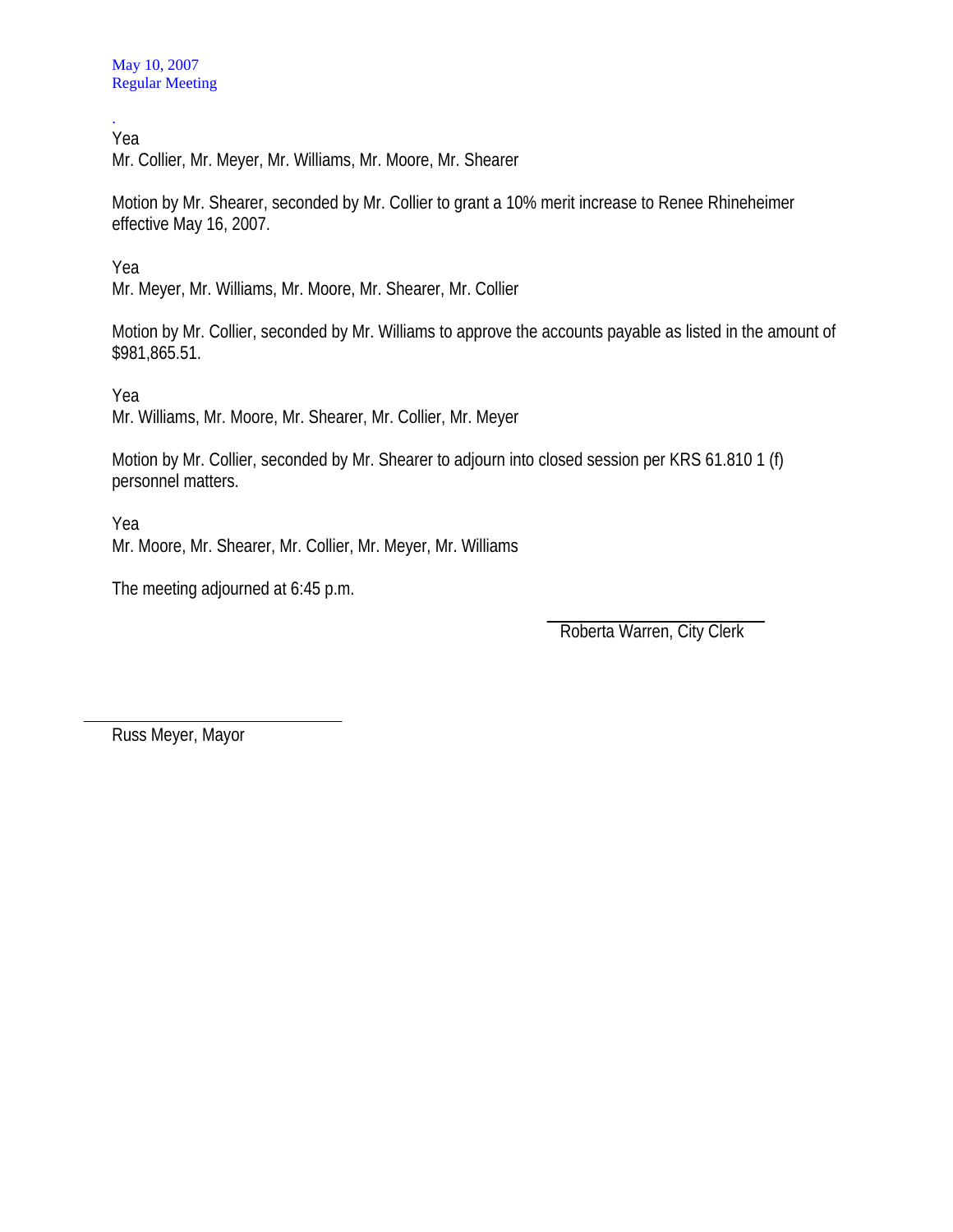.
Yea
Mr. Collier, Mr. Meyer, Mr. Williams, Mr. Moore, Mr. Shearer

Motion by Mr. Shearer, seconded by Mr. Collier to grant a 10% merit increase to Renee Rhineheimer effective May 16, 2007.

Yea
Mr. Meyer, Mr. Williams, Mr. Moore, Mr. Shearer, Mr. Collier

Motion by Mr. Collier, seconded by Mr. Williams to approve the accounts payable as listed in the amount of $981,865.51.

Yea
Mr. Williams, Mr. Moore, Mr. Shearer, Mr. Collier, Mr. Meyer

Motion by Mr. Collier, seconded by Mr. Shearer to adjourn into closed session per KRS 61.810 1 (f) personnel matters.

Yea
Mr. Moore, Mr. Shearer, Mr. Collier, Mr. Meyer, Mr. Williams

The meeting adjourned at 6:45 p.m.

Roberta Warren, City Clerk

Russ Meyer, Mayor